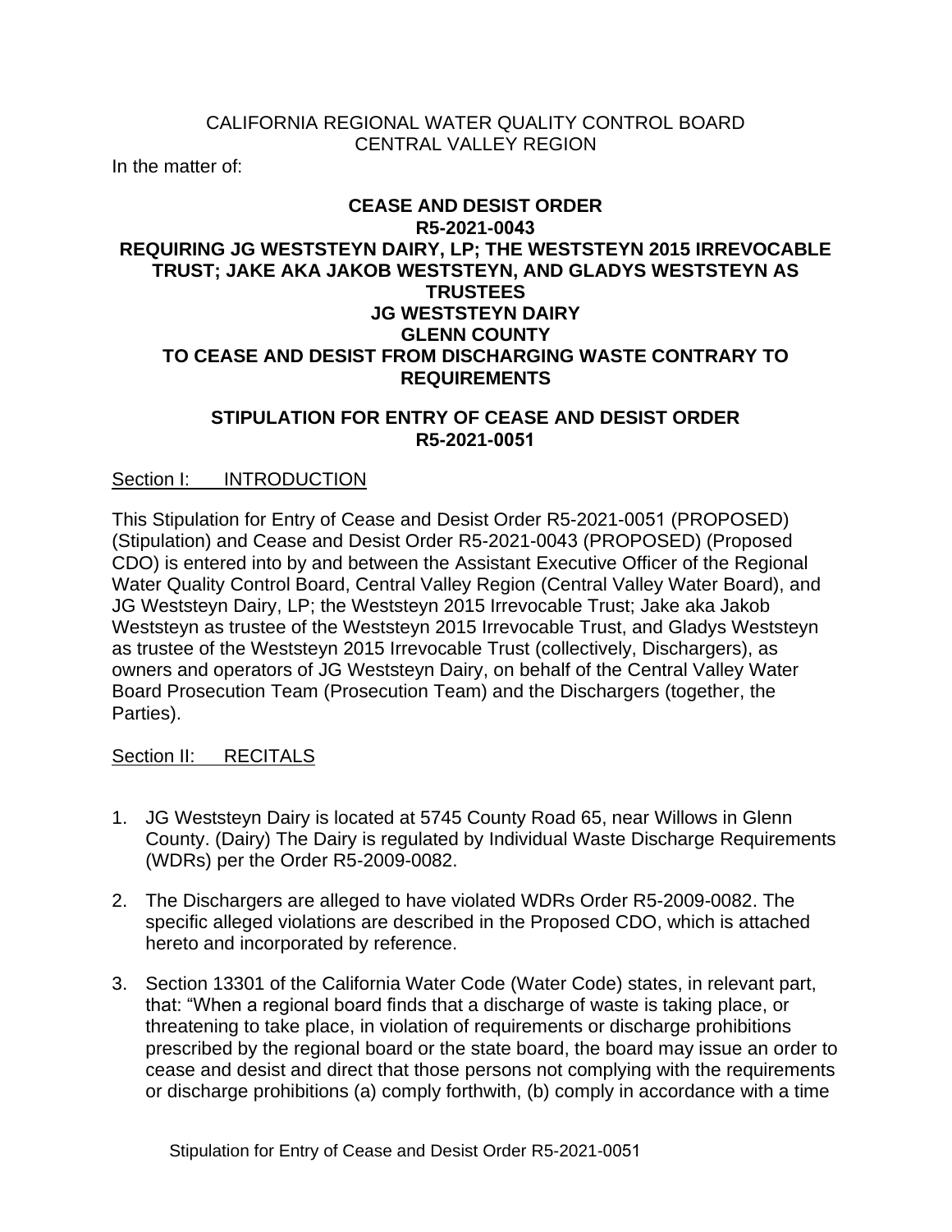CALIFORNIA REGIONAL WATER QUALITY CONTROL BOARD
CENTRAL VALLEY REGION

In the matter of:

**CEASE AND DESIST ORDER**
**R5-2021-0043**
**REQUIRING JG WESTSTEYN DAIRY, LP; THE WESTSTEYN 2015 IRREVOCABLE TRUST; JAKE AKA JAKOB WESTSTEYN, AND GLADYS WESTSTEYN AS TRUSTEES**
**JG WESTSTEYN DAIRY**
**GLENN COUNTY**
**TO CEASE AND DESIST FROM DISCHARGING WASTE CONTRARY TO REQUIREMENTS**

**STIPULATION FOR ENTRY OF CEASE AND DESIST ORDER**
**R5-2021-0051**

## Section I: INTRODUCTION

This Stipulation for Entry of Cease and Desist Order R5-2021-0051 (PROPOSED) (Stipulation) and Cease and Desist Order R5-2021-0043 (PROPOSED) (Proposed CDO) is entered into by and between the Assistant Executive Officer of the Regional Water Quality Control Board, Central Valley Region (Central Valley Water Board), and JG Weststeyn Dairy, LP; the Weststeyn 2015 Irrevocable Trust; Jake aka Jakob Weststeyn as trustee of the Weststeyn 2015 Irrevocable Trust, and Gladys Weststeyn as trustee of the Weststeyn 2015 Irrevocable Trust (collectively, Dischargers), as owners and operators of JG Weststeyn Dairy, on behalf of the Central Valley Water Board Prosecution Team (Prosecution Team) and the Dischargers (together, the Parties).

## Section II: RECITALS

1. JG Weststeyn Dairy is located at 5745 County Road 65, near Willows in Glenn County. (Dairy) The Dairy is regulated by Individual Waste Discharge Requirements (WDRs) per the Order R5-2009-0082.

2. The Dischargers are alleged to have violated WDRs Order R5-2009-0082. The specific alleged violations are described in the Proposed CDO, which is attached hereto and incorporated by reference.

3. Section 13301 of the California Water Code (Water Code) states, in relevant part, that: "When a regional board finds that a discharge of waste is taking place, or threatening to take place, in violation of requirements or discharge prohibitions prescribed by the regional board or the state board, the board may issue an order to cease and desist and direct that those persons not complying with the requirements or discharge prohibitions (a) comply forthwith, (b) comply in accordance with a time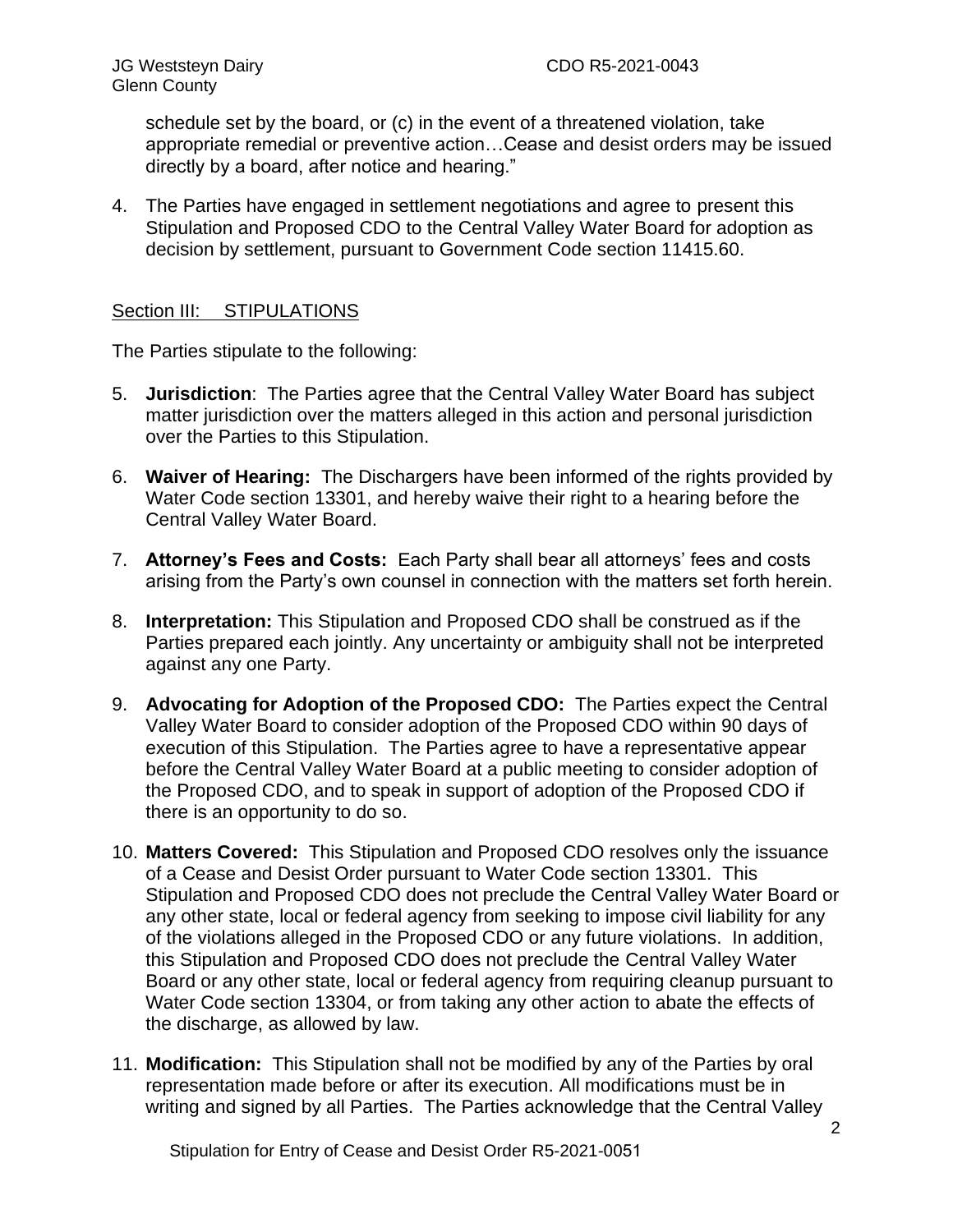schedule set by the board, or (c) in the event of a threatened violation, take appropriate remedial or preventive action…Cease and desist orders may be issued directly by a board, after notice and hearing."

4. The Parties have engaged in settlement negotiations and agree to present this Stipulation and Proposed CDO to the Central Valley Water Board for adoption as decision by settlement, pursuant to Government Code section 11415.60.

## Section III: STIPULATIONS

The Parties stipulate to the following:

5. **Jurisdiction**: The Parties agree that the Central Valley Water Board has subject matter jurisdiction over the matters alleged in this action and personal jurisdiction over the Parties to this Stipulation.

6. **Waiver of Hearing:** The Dischargers have been informed of the rights provided by Water Code section 13301, and hereby waive their right to a hearing before the Central Valley Water Board.

7. **Attorney's Fees and Costs:** Each Party shall bear all attorneys' fees and costs arising from the Party's own counsel in connection with the matters set forth herein.

8. **Interpretation:** This Stipulation and Proposed CDO shall be construed as if the Parties prepared each jointly. Any uncertainty or ambiguity shall not be interpreted against any one Party.

9. **Advocating for Adoption of the Proposed CDO:** The Parties expect the Central Valley Water Board to consider adoption of the Proposed CDO within 90 days of execution of this Stipulation. The Parties agree to have a representative appear before the Central Valley Water Board at a public meeting to consider adoption of the Proposed CDO, and to speak in support of adoption of the Proposed CDO if there is an opportunity to do so.

10. **Matters Covered:** This Stipulation and Proposed CDO resolves only the issuance of a Cease and Desist Order pursuant to Water Code section 13301. This Stipulation and Proposed CDO does not preclude the Central Valley Water Board or any other state, local or federal agency from seeking to impose civil liability for any of the violations alleged in the Proposed CDO or any future violations. In addition, this Stipulation and Proposed CDO does not preclude the Central Valley Water Board or any other state, local or federal agency from requiring cleanup pursuant to Water Code section 13304, or from taking any other action to abate the effects of the discharge, as allowed by law.

11. **Modification:** This Stipulation shall not be modified by any of the Parties by oral representation made before or after its execution. All modifications must be in writing and signed by all Parties. The Parties acknowledge that the Central Valley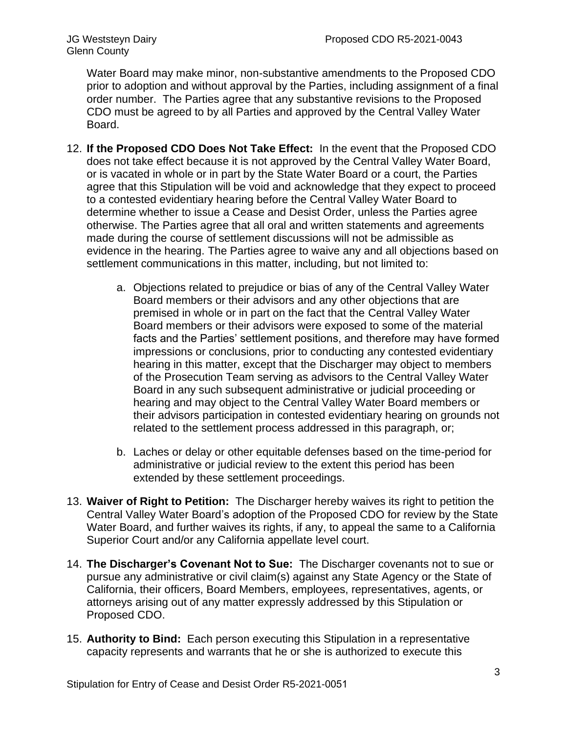Water Board may make minor, non-substantive amendments to the Proposed CDO prior to adoption and without approval by the Parties, including assignment of a final order number. The Parties agree that any substantive revisions to the Proposed CDO must be agreed to by all Parties and approved by the Central Valley Water Board.

12. **If the Proposed CDO Does Not Take Effect:** In the event that the Proposed CDO does not take effect because it is not approved by the Central Valley Water Board, or is vacated in whole or in part by the State Water Board or a court, the Parties agree that this Stipulation will be void and acknowledge that they expect to proceed to a contested evidentiary hearing before the Central Valley Water Board to determine whether to issue a Cease and Desist Order, unless the Parties agree otherwise. The Parties agree that all oral and written statements and agreements made during the course of settlement discussions will not be admissible as evidence in the hearing. The Parties agree to waive any and all objections based on settlement communications in this matter, including, but not limited to:

    a. Objections related to prejudice or bias of any of the Central Valley Water Board members or their advisors and any other objections that are premised in whole or in part on the fact that the Central Valley Water Board members or their advisors were exposed to some of the material facts and the Parties' settlement positions, and therefore may have formed impressions or conclusions, prior to conducting any contested evidentiary hearing in this matter, except that the Discharger may object to members of the Prosecution Team serving as advisors to the Central Valley Water Board in any such subsequent administrative or judicial proceeding or hearing and may object to the Central Valley Water Board members or their advisors participation in contested evidentiary hearing on grounds not related to the settlement process addressed in this paragraph, or;

    b. Laches or delay or other equitable defenses based on the time-period for administrative or judicial review to the extent this period has been extended by these settlement proceedings.

13. **Waiver of Right to Petition:** The Discharger hereby waives its right to petition the Central Valley Water Board's adoption of the Proposed CDO for review by the State Water Board, and further waives its rights, if any, to appeal the same to a California Superior Court and/or any California appellate level court.

14. **The Discharger's Covenant Not to Sue:** The Discharger covenants not to sue or pursue any administrative or civil claim(s) against any State Agency or the State of California, their officers, Board Members, employees, representatives, agents, or attorneys arising out of any matter expressly addressed by this Stipulation or Proposed CDO.

15. **Authority to Bind:** Each person executing this Stipulation in a representative capacity represents and warrants that he or she is authorized to execute this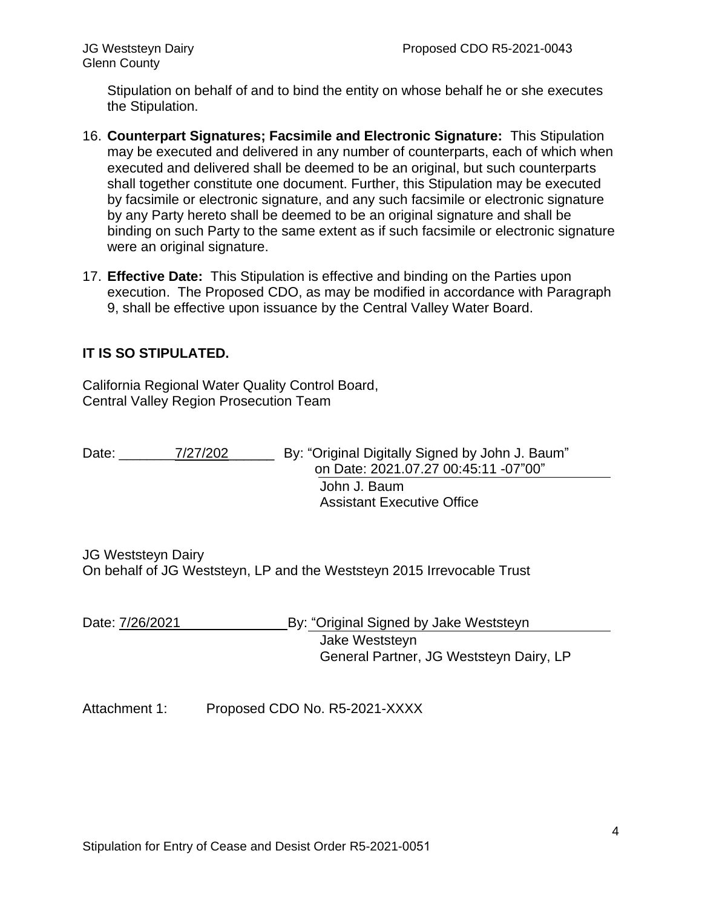Stipulation on behalf of and to bind the entity on whose behalf he or she executes the Stipulation.

16. **Counterpart Signatures; Facsimile and Electronic Signature:** This Stipulation may be executed and delivered in any number of counterparts, each of which when executed and delivered shall be deemed to be an original, but such counterparts shall together constitute one document. Further, this Stipulation may be executed by facsimile or electronic signature, and any such facsimile or electronic signature by any Party hereto shall be deemed to be an original signature and shall be binding on such Party to the same extent as if such facsimile or electronic signature were an original signature.

17. **Effective Date:** This Stipulation is effective and binding on the Parties upon execution. The Proposed CDO, as may be modified in accordance with Paragraph 9, shall be effective upon issuance by the Central Valley Water Board.

**IT IS SO STIPULATED.**

California Regional Water Quality Control Board,
Central Valley Region Prosecution Team

Date: 7/27/202

By: "Original Digitally Signed by John J. Baum" on Date: 2021.07.27 00:45:11 -07"00"

John J. Baum
Assistant Executive Office

JG Weststeyn Dairy
On behalf of JG Weststeyn, LP and the Weststeyn 2015 Irrevocable Trust

Date: 7/26/2021

By: "Original Signed by Jake Weststeyn

Jake Weststeyn
General Partner, JG Weststeyn Dairy, LP

Attachment 1: Proposed CDO No. R5-2021-XXXX